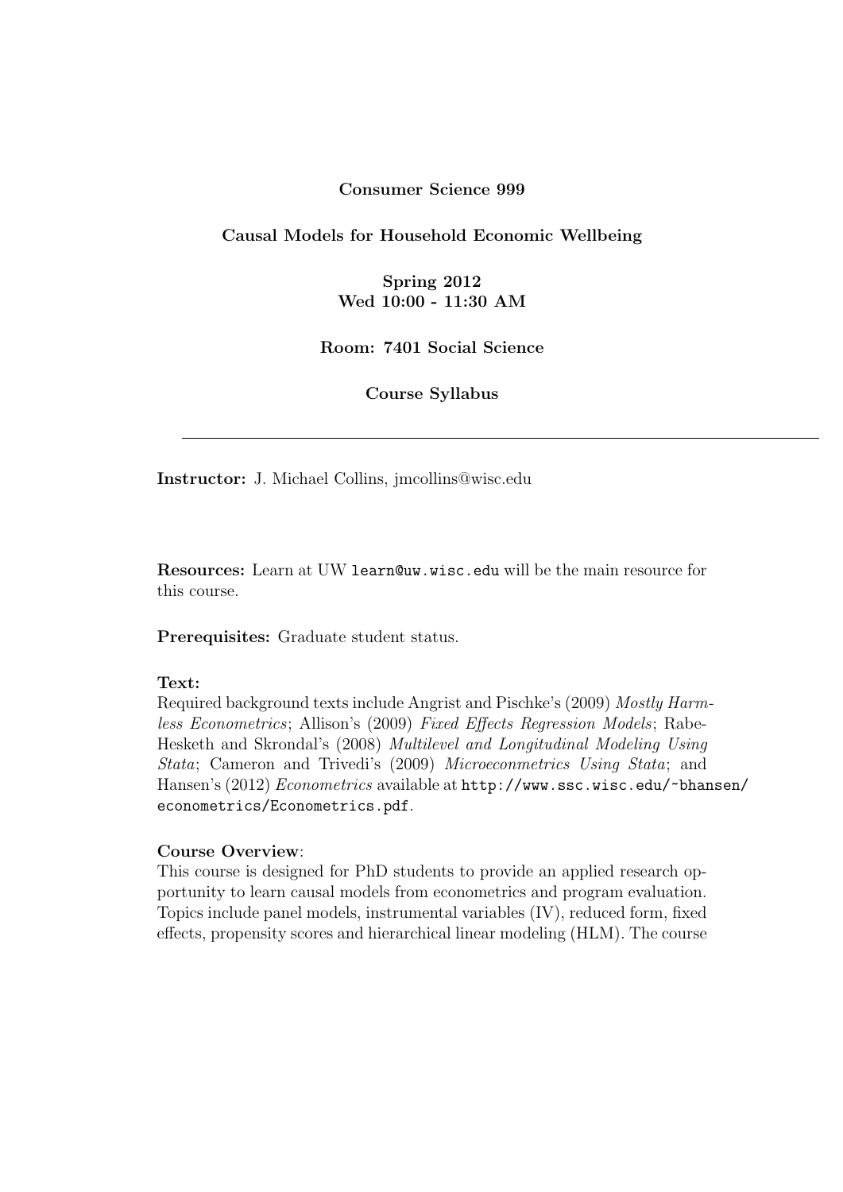**Consumer Science 999**

**Causal Models for Household Economic Wellbeing**

**Spring 2012**
**Wed 10:00 - 11:30 AM**

**Room: 7401 Social Science**

**Course Syllabus**

---

**Instructor:** J. Michael Collins, jmcollins@wisc.edu

**Resources:** Learn at UW `learn@uw.wisc.edu` will be the main resource for this course.

**Prerequisites:** Graduate student status.

**Text:**
Required background texts include Angrist and Pischke's (2009) *Mostly Harmless Econometrics*; Allison's (2009) *Fixed Effects Regression Models*; Rabe-Hesketh and Skrondal's (2008) *Multilevel and Longitudinal Modeling Using Stata*; Cameron and Trivedi's (2009) *Microeconmetrics Using Stata*; and Hansen's (2012) *Econometrics* available at `http://www.ssc.wisc.edu/~bhansen/econometrics/Econometrics.pdf`.

**Course Overview**:
This course is designed for PhD students to provide an applied research opportunity to learn causal models from econometrics and program evaluation. Topics include panel models, instrumental variables (IV), reduced form, fixed effects, propensity scores and hierarchical linear modeling (HLM). The course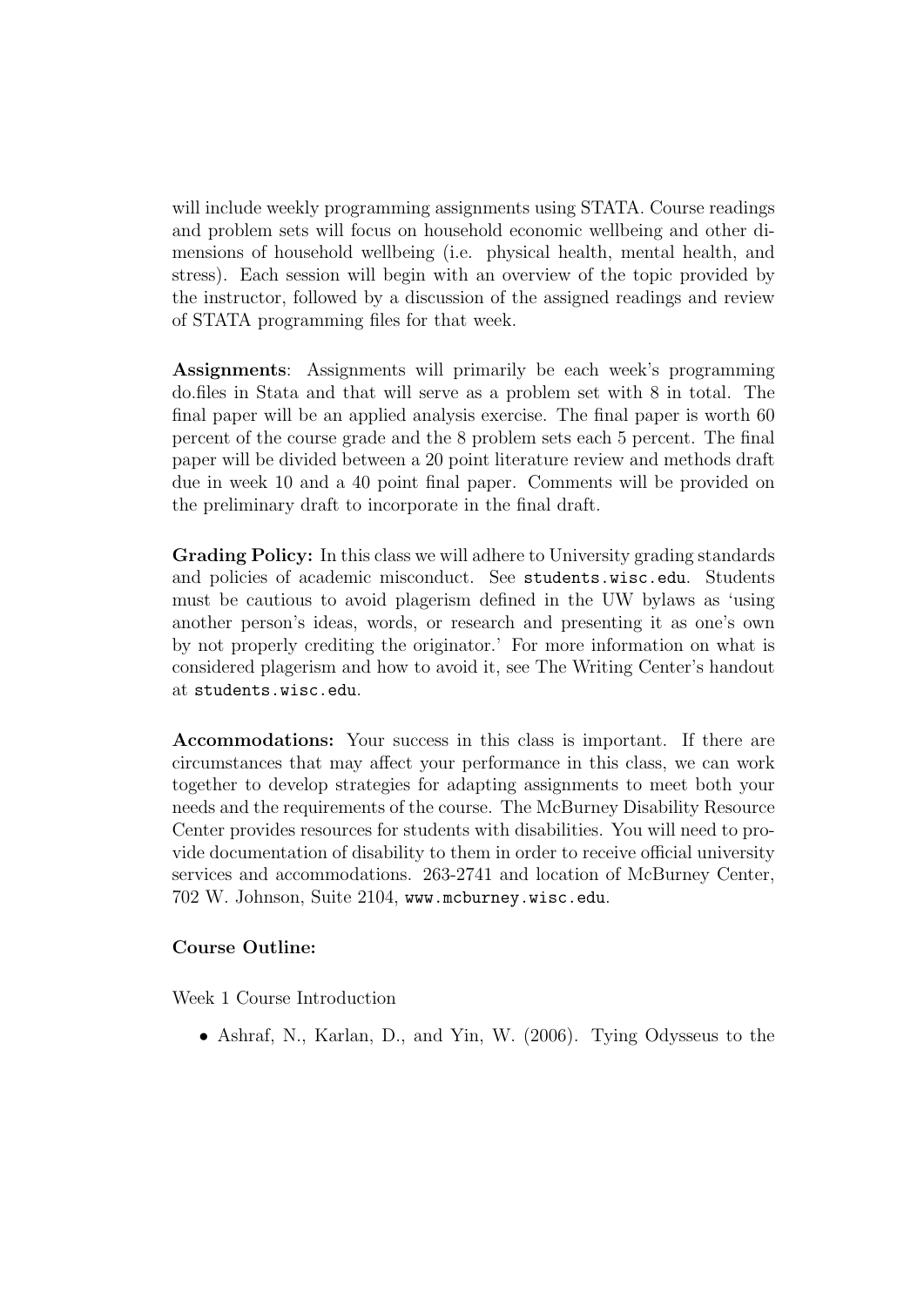will include weekly programming assignments using STATA. Course readings and problem sets will focus on household economic wellbeing and other dimensions of household wellbeing (i.e. physical health, mental health, and stress). Each session will begin with an overview of the topic provided by the instructor, followed by a discussion of the assigned readings and review of STATA programming files for that week.

**Assignments**: Assignments will primarily be each week's programming do.files in Stata and that will serve as a problem set with 8 in total. The final paper will be an applied analysis exercise. The final paper is worth 60 percent of the course grade and the 8 problem sets each 5 percent. The final paper will be divided between a 20 point literature review and methods draft due in week 10 and a 40 point final paper. Comments will be provided on the preliminary draft to incorporate in the final draft.

**Grading Policy:** In this class we will adhere to University grading standards and policies of academic misconduct. See `students.wisc.edu`. Students must be cautious to avoid plagerism defined in the UW bylaws as 'using another person's ideas, words, or research and presenting it as one's own by not properly crediting the originator.' For more information on what is considered plagerism and how to avoid it, see The Writing Center's handout at `students.wisc.edu`.

**Accommodations:** Your success in this class is important. If there are circumstances that may affect your performance in this class, we can work together to develop strategies for adapting assignments to meet both your needs and the requirements of the course. The McBurney Disability Resource Center provides resources for students with disabilities. You will need to provide documentation of disability to them in order to receive official university services and accommodations. 263-2741 and location of McBurney Center, 702 W. Johnson, Suite 2104, `www.mcburney.wisc.edu`.

**Course Outline:**

Week 1 Course Introduction

- Ashraf, N., Karlan, D., and Yin, W. (2006). Tying Odysseus to the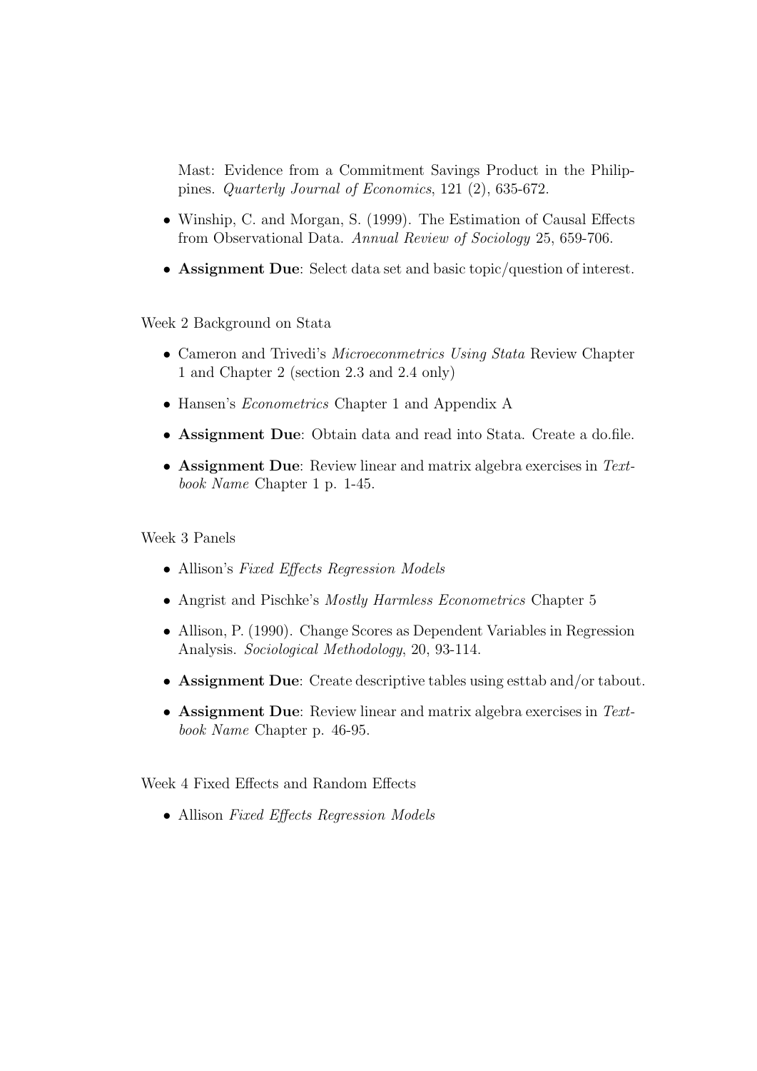Mast: Evidence from a Commitment Savings Product in the Philippines. *Quarterly Journal of Economics*, 121 (2), 635-672.

- Winship, C. and Morgan, S. (1999). The Estimation of Causal Effects from Observational Data. *Annual Review of Sociology* 25, 659-706.
- **Assignment Due**: Select data set and basic topic/question of interest.

Week 2 Background on Stata

- Cameron and Trivedi's *Microeconometrics Using Stata* Review Chapter 1 and Chapter 2 (section 2.3 and 2.4 only)
- Hansen's *Econometrics* Chapter 1 and Appendix A
- **Assignment Due**: Obtain data and read into Stata. Create a do.file.
- **Assignment Due**: Review linear and matrix algebra exercises in *Textbook Name* Chapter 1 p. 1-45.

Week 3 Panels

- Allison's *Fixed Effects Regression Models*
- Angrist and Pischke's *Mostly Harmless Econometrics* Chapter 5
- Allison, P. (1990). Change Scores as Dependent Variables in Regression Analysis. *Sociological Methodology*, 20, 93-114.
- **Assignment Due**: Create descriptive tables using esttab and/or tabout.
- **Assignment Due**: Review linear and matrix algebra exercises in *Textbook Name* Chapter p. 46-95.

Week 4 Fixed Effects and Random Effects

- Allison *Fixed Effects Regression Models*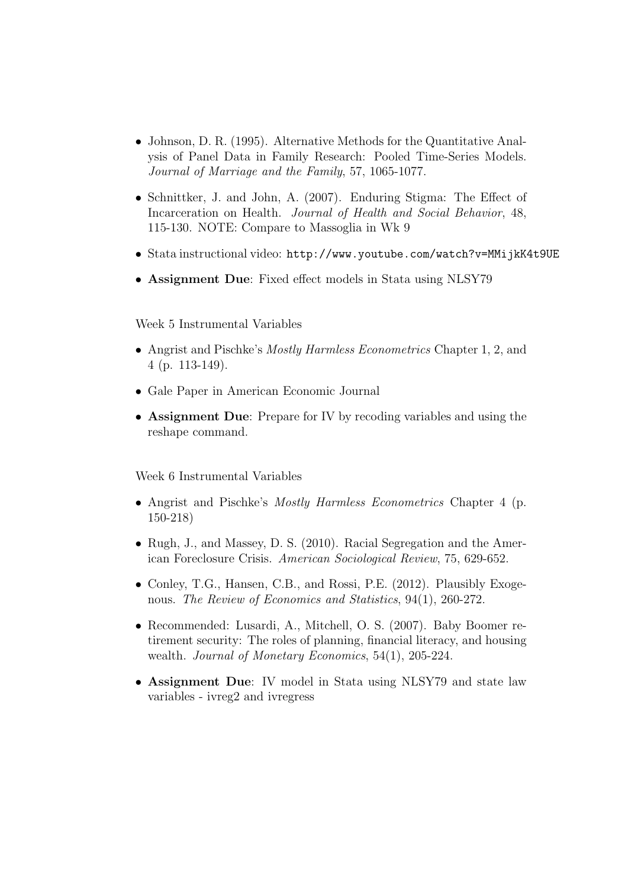- Johnson, D. R. (1995). Alternative Methods for the Quantitative Analysis of Panel Data in Family Research: Pooled Time-Series Models. *Journal of Marriage and the Family*, 57, 1065-1077.
- Schnittker, J. and John, A. (2007). Enduring Stigma: The Effect of Incarceration on Health. *Journal of Health and Social Behavior*, 48, 115-130. NOTE: Compare to Massoglia in Wk 9
- Stata instructional video: `http://www.youtube.com/watch?v=MMijkK4t9UE`
- **Assignment Due**: Fixed effect models in Stata using NLSY79

Week 5 Instrumental Variables

- Angrist and Pischke's *Mostly Harmless Econometrics* Chapter 1, 2, and 4 (p. 113-149).
- Gale Paper in American Economic Journal
- **Assignment Due**: Prepare for IV by recoding variables and using the reshape command.

Week 6 Instrumental Variables

- Angrist and Pischke's *Mostly Harmless Econometrics* Chapter 4 (p. 150-218)
- Rugh, J., and Massey, D. S. (2010). Racial Segregation and the American Foreclosure Crisis. *American Sociological Review*, 75, 629-652.
- Conley, T.G., Hansen, C.B., and Rossi, P.E. (2012). Plausibly Exogenous. *The Review of Economics and Statistics*, 94(1), 260-272.
- Recommended: Lusardi, A., Mitchell, O. S. (2007). Baby Boomer retirement security: The roles of planning, financial literacy, and housing wealth. *Journal of Monetary Economics*, 54(1), 205-224.
- **Assignment Due**: IV model in Stata using NLSY79 and state law variables - ivreg2 and ivregress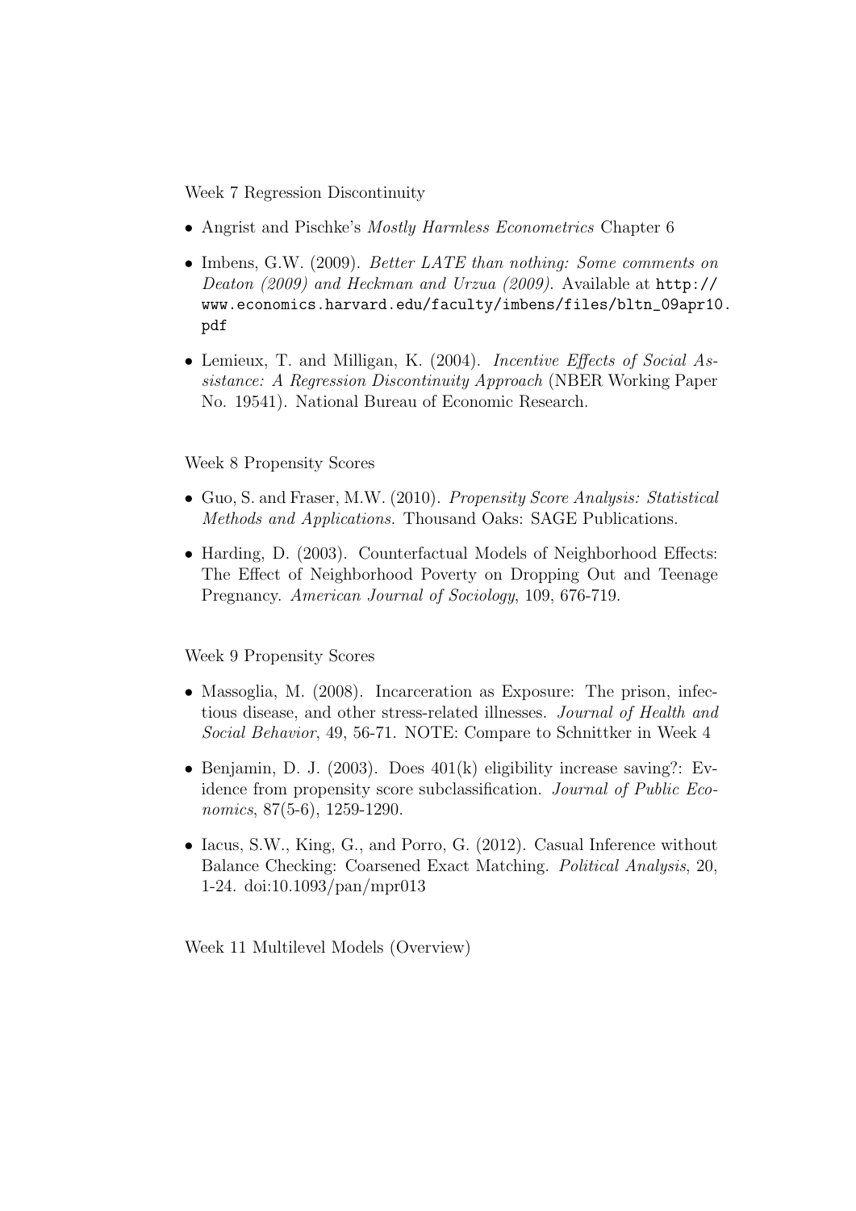Week 7 Regression Discontinuity

- Angrist and Pischke's *Mostly Harmless Econometrics* Chapter 6
- Imbens, G.W. (2009). *Better LATE than nothing: Some comments on Deaton (2009) and Heckman and Urzua (2009).* Available at `http://www.economics.harvard.edu/faculty/imbens/files/bltn_09apr10.pdf`
- Lemieux, T. and Milligan, K. (2004). *Incentive Effects of Social Assistance: A Regression Discontinuity Approach* (NBER Working Paper No. 19541). National Bureau of Economic Research.

Week 8 Propensity Scores

- Guo, S. and Fraser, M.W. (2010). *Propensity Score Analysis: Statistical Methods and Applications.* Thousand Oaks: SAGE Publications.
- Harding, D. (2003). Counterfactual Models of Neighborhood Effects: The Effect of Neighborhood Poverty on Dropping Out and Teenage Pregnancy. *American Journal of Sociology*, 109, 676-719.

Week 9 Propensity Scores

- Massoglia, M. (2008). Incarceration as Exposure: The prison, infectious disease, and other stress-related illnesses. *Journal of Health and Social Behavior*, 49, 56-71. NOTE: Compare to Schnittker in Week 4
- Benjamin, D. J. (2003). Does 401(k) eligibility increase saving?: Evidence from propensity score subclassification. *Journal of Public Economics*, 87(5-6), 1259-1290.
- Iacus, S.W., King, G., and Porro, G. (2012). Casual Inference without Balance Checking: Coarsened Exact Matching. *Political Analysis*, 20, 1-24. doi:10.1093/pan/mpr013

Week 11 Multilevel Models (Overview)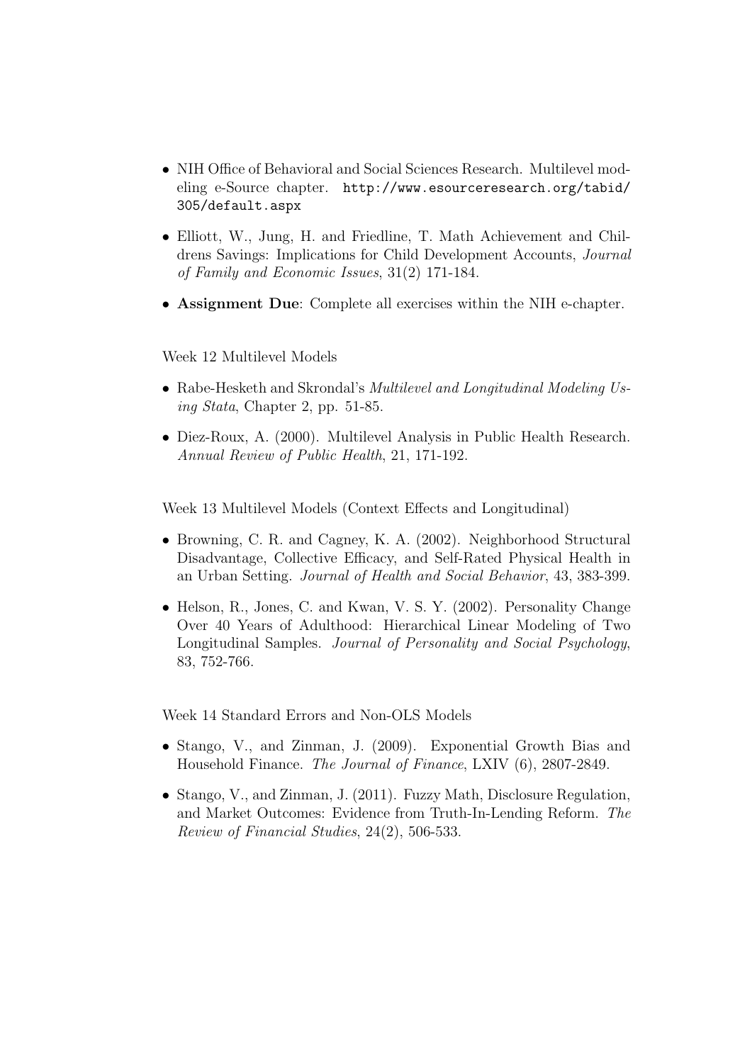- NIH Office of Behavioral and Social Sciences Research. Multilevel modeling e-Source chapter. `http://www.esourceresearch.org/tabid/305/default.aspx`
- Elliott, W., Jung, H. and Friedline, T. Math Achievement and Childrens Savings: Implications for Child Development Accounts, *Journal of Family and Economic Issues*, 31(2) 171-184.
- **Assignment Due**: Complete all exercises within the NIH e-chapter.

Week 12 Multilevel Models

- Rabe-Hesketh and Skrondal's *Multilevel and Longitudinal Modeling Using Stata*, Chapter 2, pp. 51-85.
- Diez-Roux, A. (2000). Multilevel Analysis in Public Health Research. *Annual Review of Public Health*, 21, 171-192.

Week 13 Multilevel Models (Context Effects and Longitudinal)

- Browning, C. R. and Cagney, K. A. (2002). Neighborhood Structural Disadvantage, Collective Efficacy, and Self-Rated Physical Health in an Urban Setting. *Journal of Health and Social Behavior*, 43, 383-399.
- Helson, R., Jones, C. and Kwan, V. S. Y. (2002). Personality Change Over 40 Years of Adulthood: Hierarchical Linear Modeling of Two Longitudinal Samples. *Journal of Personality and Social Psychology*, 83, 752-766.

Week 14 Standard Errors and Non-OLS Models

- Stango, V., and Zinman, J. (2009). Exponential Growth Bias and Household Finance. *The Journal of Finance*, LXIV (6), 2807-2849.
- Stango, V., and Zinman, J. (2011). Fuzzy Math, Disclosure Regulation, and Market Outcomes: Evidence from Truth-In-Lending Reform. *The Review of Financial Studies*, 24(2), 506-533.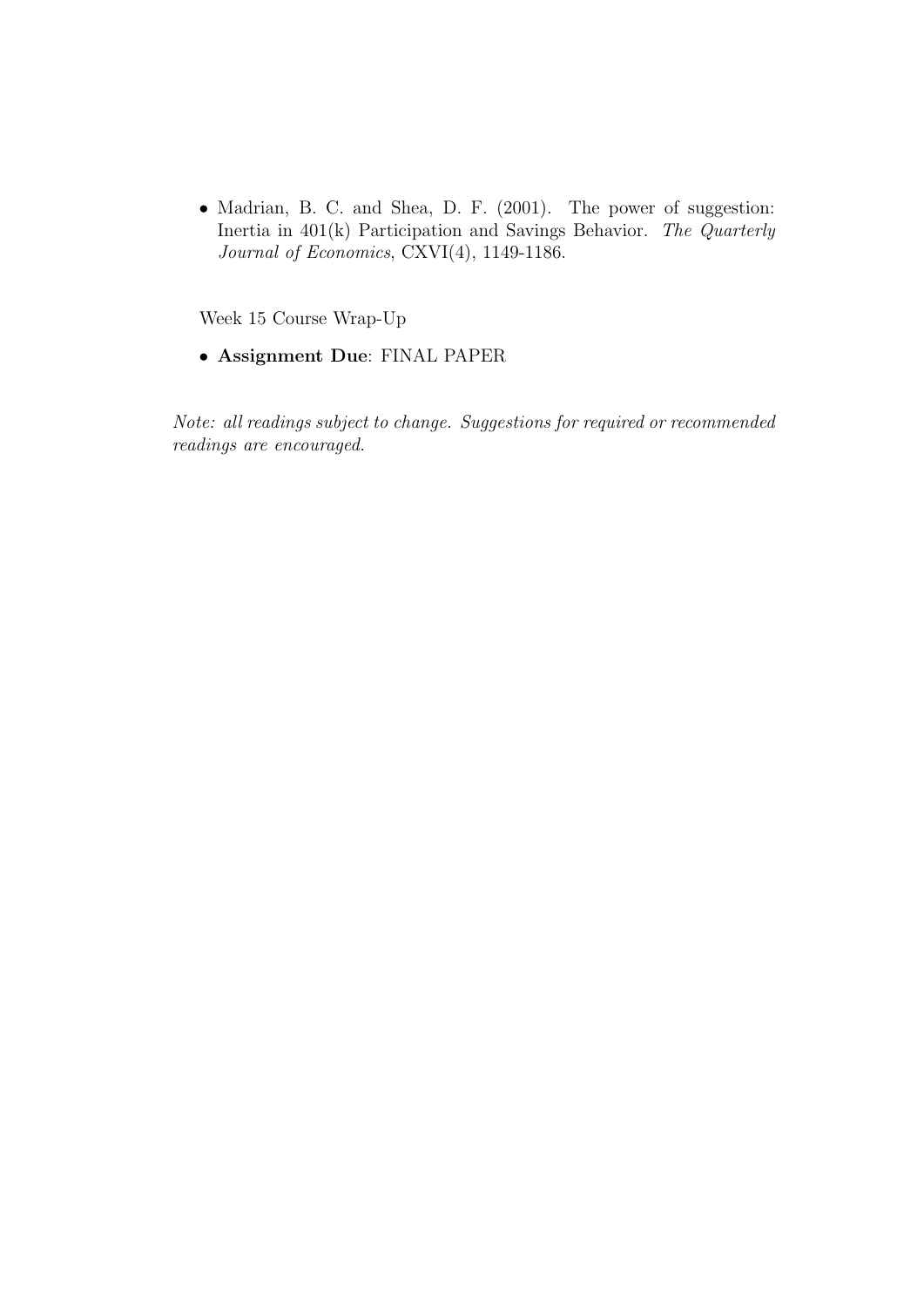- Madrian, B. C. and Shea, D. F. (2001). The power of suggestion: Inertia in 401(k) Participation and Savings Behavior. *The Quarterly Journal of Economics*, CXVI(4), 1149-1186.

Week 15 Course Wrap-Up

- **Assignment Due**: FINAL PAPER

*Note: all readings subject to change. Suggestions for required or recommended readings are encouraged.*